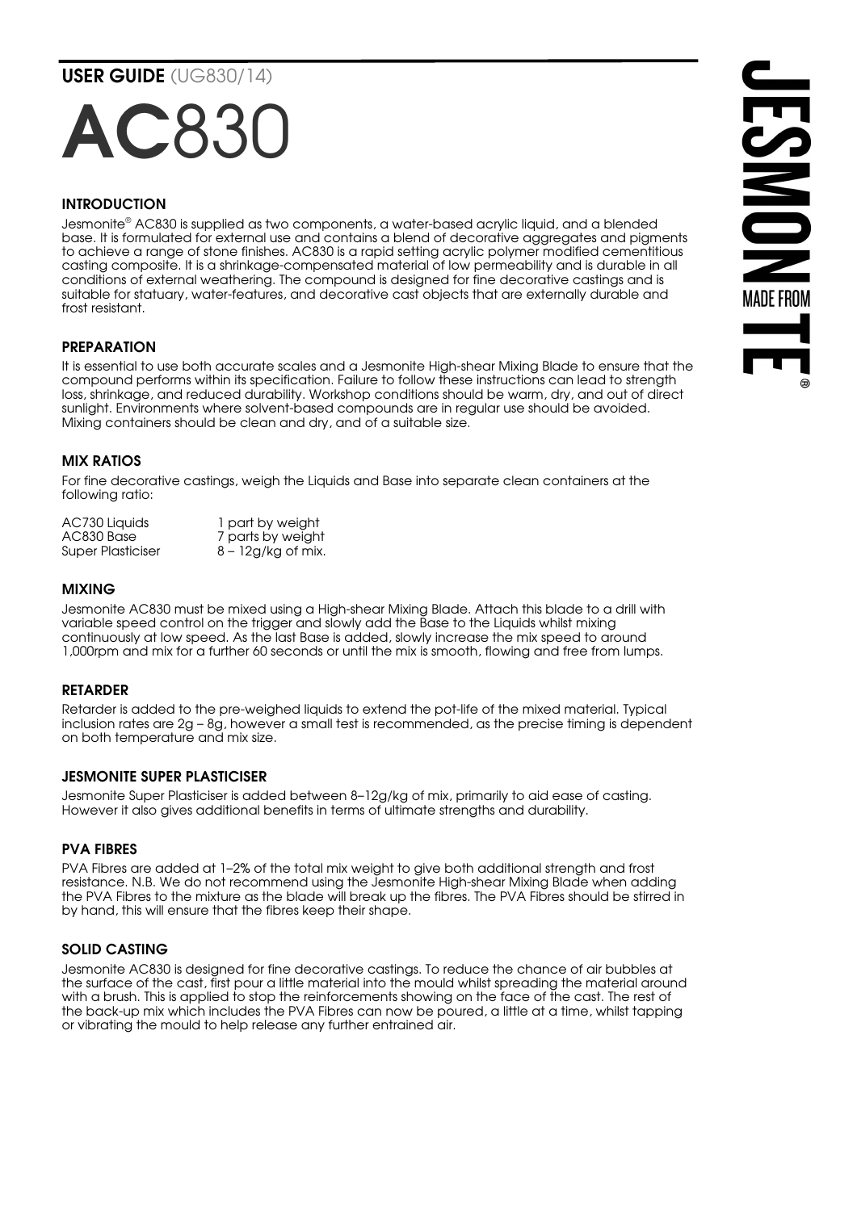**USER GUIDE** (UG830/14)

# AC830

## INTRODUCTION

Jesmonite® AC830 is supplied as two components, a water-based acrylic liquid, and a blended base. It is formulated for external use and contains a blend of decorative aggregates and pigments to achieve a range of stone finishes. AC830 is a rapid setting acrylic polymer modified cementitious casting composite. It is a shrinkage-compensated material of low permeability and is durable in all conditions of external weathering. The compound is designed for fine decorative castings and is suitable for statuary, water-features, and decorative cast objects that are externally durable and frost resistant.

## PREPARATION

It is essential to use both accurate scales and a Jesmonite High-shear Mixing Blade to ensure that the compound performs within its specification. Failure to follow these instructions can lead to strength loss, shrinkage, and reduced durability. Workshop conditions should be warm, dry, and out of direct sunlight. Environments where solvent-based compounds are in regular use should be avoided. Mixing containers should be clean and dry, and of a suitable size.

## MIX RATIOS

For fine decorative castings, weigh the Liquids and Base into separate clean containers at the following ratio:

| | |
|---|---|
| AC730 Liquids | 1 part by weight |
| AC830 Base | 7 parts by weight |
| Super Plasticiser | 8 – 12g/kg of mix. |

## MIXING

Jesmonite AC830 must be mixed using a High-shear Mixing Blade. Attach this blade to a drill with variable speed control on the trigger and slowly add the Base to the Liquids whilst mixing continuously at low speed. As the last Base is added, slowly increase the mix speed to around 1,000rpm and mix for a further 60 seconds or until the mix is smooth, flowing and free from lumps.

## RETARDER

Retarder is added to the pre-weighed liquids to extend the pot-life of the mixed material. Typical inclusion rates are 2g – 8g, however a small test is recommended, as the precise timing is dependent on both temperature and mix size.

## JESMONITE SUPER PLASTICISER

Jesmonite Super Plasticiser is added between 8–12g/kg of mix, primarily to aid ease of casting. However it also gives additional benefits in terms of ultimate strengths and durability.

## PVA FIBRES

PVA Fibres are added at 1–2% of the total mix weight to give both additional strength and frost resistance. N.B. We do not recommend using the Jesmonite High-shear Mixing Blade when adding the PVA Fibres to the mixture as the blade will break up the fibres. The PVA Fibres should be stirred in by hand, this will ensure that the fibres keep their shape.

## SOLID CASTING

Jesmonite AC830 is designed for fine decorative castings. To reduce the chance of air bubbles at the surface of the cast, first pour a little material into the mould whilst spreading the material around with a brush. This is applied to stop the reinforcements showing on the face of the cast. The rest of the back-up mix which includes the PVA Fibres can now be poured, a little at a time, whilst tapping or vibrating the mould to help release any further entrained air.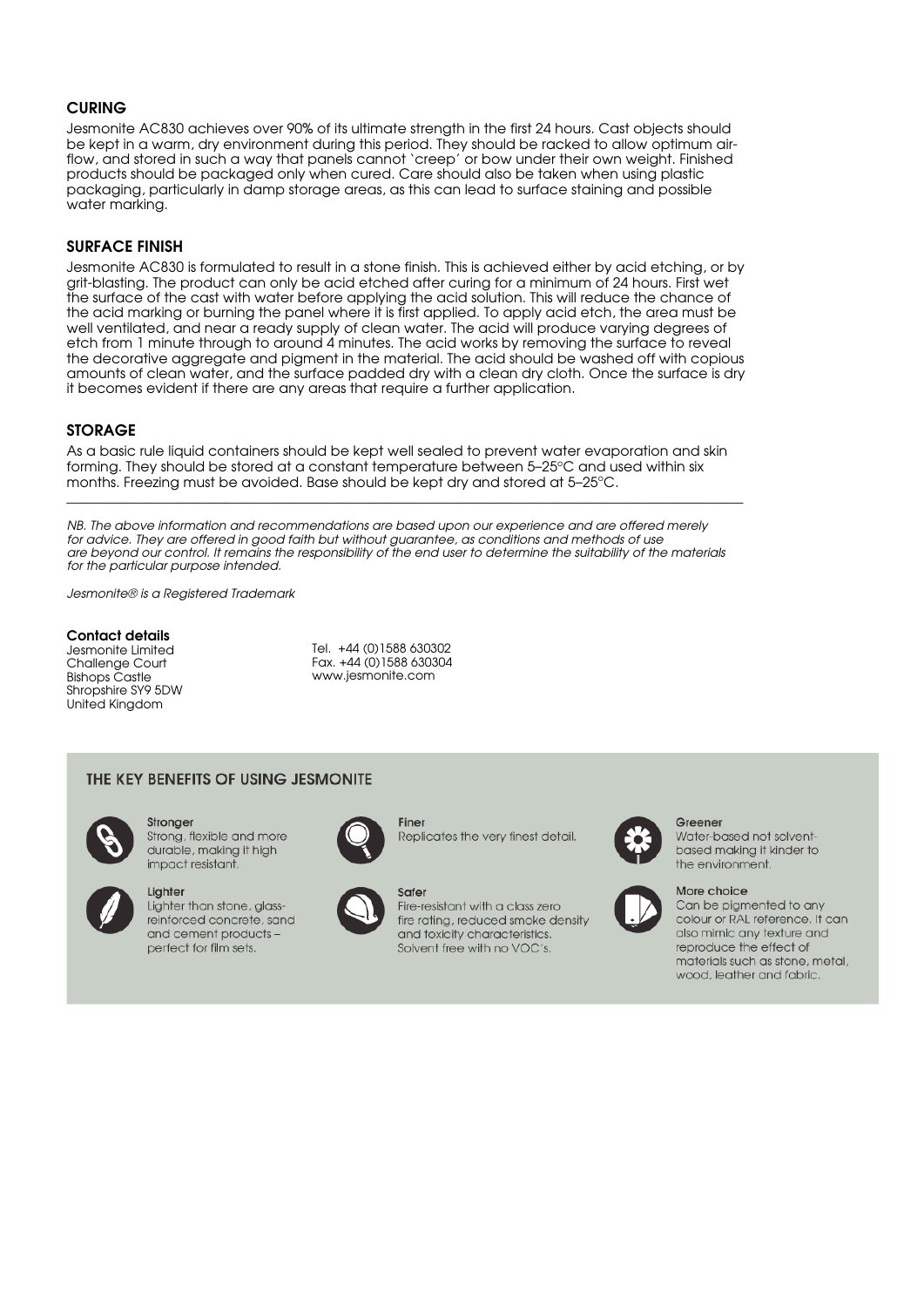## CURING

Jesmonite AC830 achieves over 90% of its ultimate strength in the first 24 hours. Cast objects should be kept in a warm, dry environment during this period. They should be racked to allow optimum air-flow, and stored in such a way that panels cannot 'creep' or bow under their own weight. Finished products should be packaged only when cured. Care should also be taken when using plastic packaging, particularly in damp storage areas, as this can lead to surface staining and possible water marking.

## SURFACE FINISH

Jesmonite AC830 is formulated to result in a stone finish. This is achieved either by acid etching, or by grit-blasting. The product can only be acid etched after curing for a minimum of 24 hours. First wet the surface of the cast with water before applying the acid solution. This will reduce the chance of the acid marking or burning the panel where it is first applied. To apply acid etch, the area must be well ventilated, and near a ready supply of clean water. The acid will produce varying degrees of etch from 1 minute through to around 4 minutes. The acid works by removing the surface to reveal the decorative aggregate and pigment in the material. The acid should be washed off with copious amounts of clean water, and the surface padded dry with a clean dry cloth. Once the surface is dry it becomes evident if there are any areas that require a further application.

## STORAGE

As a basic rule liquid containers should be kept well sealed to prevent water evaporation and skin forming. They should be stored at a constant temperature between 5–25°C and used within six months. Freezing must be avoided. Base should be kept dry and stored at 5–25°C.

---

*NB. The above information and recommendations are based upon our experience and are offered merely for advice. They are offered in good faith but without guarantee, as conditions and methods of use are beyond our control. It remains the responsibility of the end user to determine the suitability of the materials for the particular purpose intended.*

*Jesmonite® is a Registered Trademark*

**Contact details**

Jesmonite Limited
Challenge Court
Bishops Castle
Shropshire SY9 5DW
United Kingdom

Tel. +44 (0)1588 630302
Fax. +44 (0)1588 630304
www.jesmonite.com

### THE KEY BENEFITS OF USING JESMONITE

**Stronger**
Strong, flexible and more durable, making it high impact resistant.

**Lighter**
Lighter than stone, glass-reinforced concrete, sand and cement products – perfect for film sets.

**Finer**
Replicates the very finest detail.

**Safer**
Fire-resistant with a class zero fire rating, reduced smoke density and toxicity characteristics. Solvent free with no VOC's.

**Greener**
Water-based not solvent-based making it kinder to the environment.

**More choice**
Can be pigmented to any colour or RAL reference. It can also mimic any texture and reproduce the effect of materials such as stone, metal, wood, leather and fabric.